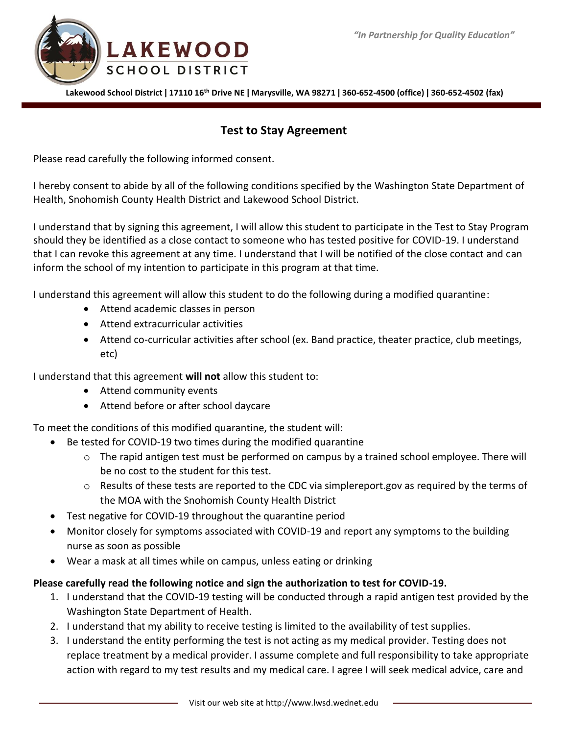*"In Partnership for Quality Education"*

# LAKEWOOD SCHOOL DISTRICT

**Lakewood School District | 17110 16th Drive NE | Marysville, WA 98271 | 360-652-4500 (office) | 360-652-4502 (fax)**

## Test to Stay Agreement

Please read carefully the following informed consent.

I hereby consent to abide by all of the following conditions specified by the Washington State Department of Health, Snohomish County Health District and Lakewood School District.

I understand that by signing this agreement, I will allow this student to participate in the Test to Stay Program should they be identified as a close contact to someone who has tested positive for COVID-19. I understand that I can revoke this agreement at any time. I understand that I will be notified of the close contact and can inform the school of my intention to participate in this program at that time.

I understand this agreement will allow this student to do the following during a modified quarantine:

- Attend academic classes in person
- Attend extracurricular activities
- Attend co-curricular activities after school (ex. Band practice, theater practice, club meetings, etc)

I understand that this agreement **will not** allow this student to:

- Attend community events
- Attend before or after school daycare

To meet the conditions of this modified quarantine, the student will:

- Be tested for COVID-19 two times during the modified quarantine
  - The rapid antigen test must be performed on campus by a trained school employee. There will be no cost to the student for this test.
  - Results of these tests are reported to the CDC via simplereport.gov as required by the terms of the MOA with the Snohomish County Health District
- Test negative for COVID-19 throughout the quarantine period
- Monitor closely for symptoms associated with COVID-19 and report any symptoms to the building nurse as soon as possible
- Wear a mask at all times while on campus, unless eating or drinking

**Please carefully read the following notice and sign the authorization to test for COVID-19.**

1. I understand that the COVID-19 testing will be conducted through a rapid antigen test provided by the Washington State Department of Health.
2. I understand that my ability to receive testing is limited to the availability of test supplies.
3. I understand the entity performing the test is not acting as my medical provider. Testing does not replace treatment by a medical provider. I assume complete and full responsibility to take appropriate action with regard to my test results and my medical care. I agree I will seek medical advice, care and

Visit our web site at http://www.lwsd.wednet.edu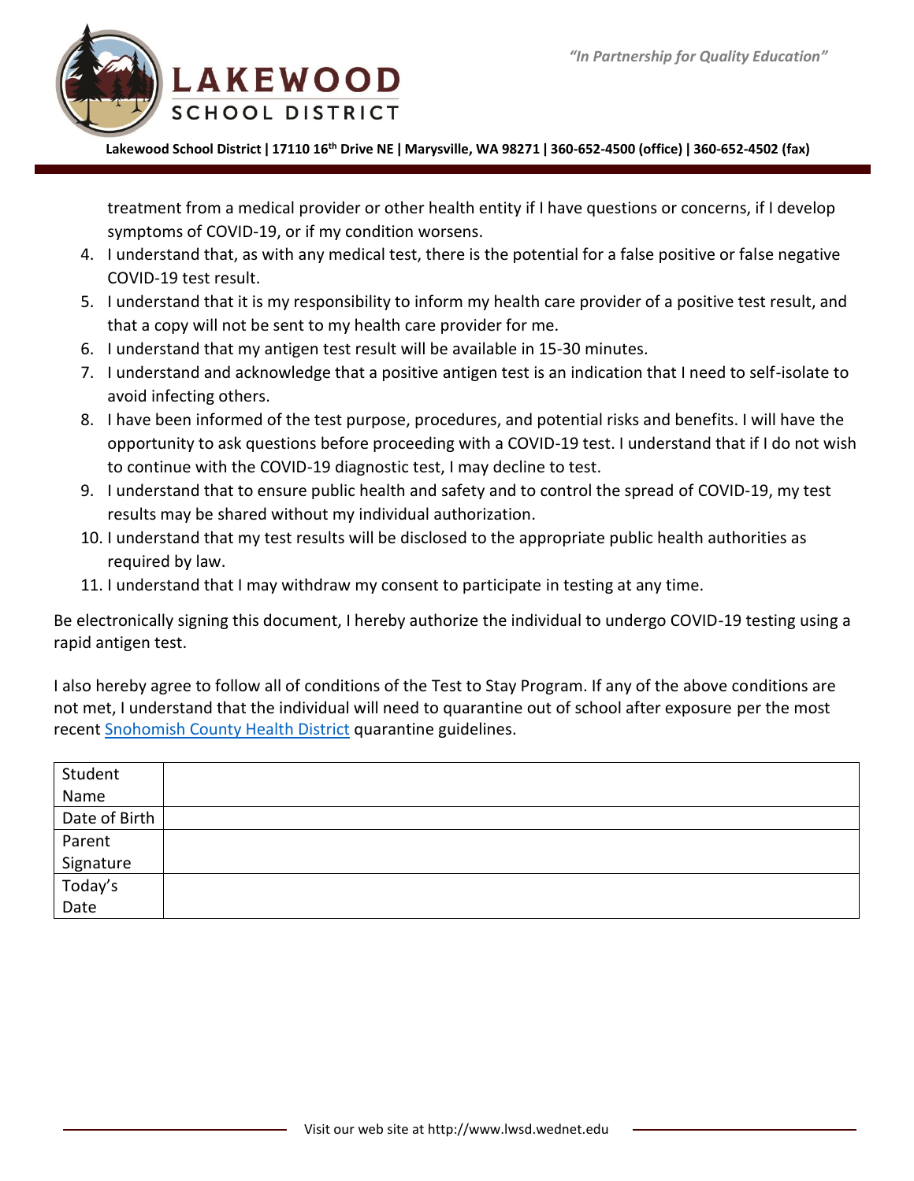treatment from a medical provider or other health entity if I have questions or concerns, if I develop symptoms of COVID-19, or if my condition worsens.

4. I understand that, as with any medical test, there is the potential for a false positive or false negative COVID-19 test result.
5. I understand that it is my responsibility to inform my health care provider of a positive test result, and that a copy will not be sent to my health care provider for me.
6. I understand that my antigen test result will be available in 15-30 minutes.
7. I understand and acknowledge that a positive antigen test is an indication that I need to self-isolate to avoid infecting others.
8. I have been informed of the test purpose, procedures, and potential risks and benefits. I will have the opportunity to ask questions before proceeding with a COVID-19 test. I understand that if I do not wish to continue with the COVID-19 diagnostic test, I may decline to test.
9. I understand that to ensure public health and safety and to control the spread of COVID-19, my test results may be shared without my individual authorization.
10. I understand that my test results will be disclosed to the appropriate public health authorities as required by law.
11. I understand that I may withdraw my consent to participate in testing at any time.

Be electronically signing this document, I hereby authorize the individual to undergo COVID-19 testing using a rapid antigen test.

I also hereby agree to follow all of conditions of the Test to Stay Program. If any of the above conditions are not met, I understand that the individual will need to quarantine out of school after exposure per the most recent Snohomish County Health District quarantine guidelines.

| | |
|---|---|
| Student Name | |
| Date of Birth | |
| Parent Signature | |
| Today's Date | |